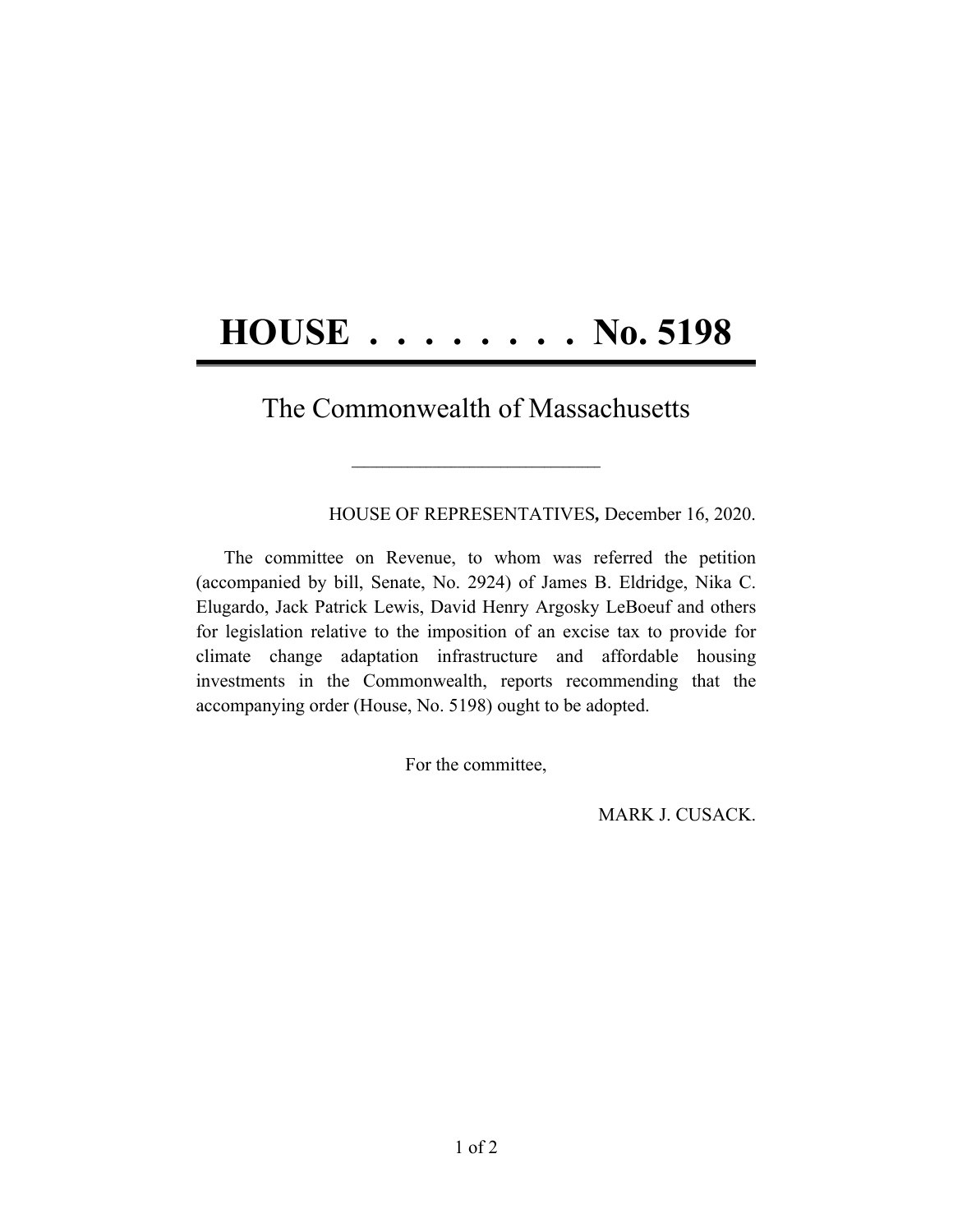# HOUSE . . . . . . . . No. 5198

## The Commonwealth of Massachusetts

\_\_\_\_\_\_\_\_\_\_\_\_\_\_\_\_\_\_\_\_\_\_\_\_\_\_\_\_

HOUSE OF REPRESENTATIVES**,** December 16, 2020.

The committee on Revenue, to whom was referred the petition (accompanied by bill, Senate, No. 2924) of James B. Eldridge, Nika C. Elugardo, Jack Patrick Lewis, David Henry Argosky LeBoeuf and others for legislation relative to the imposition of an excise tax to provide for climate change adaptation infrastructure and affordable housing investments in the Commonwealth, reports recommending that the accompanying order (House, No. 5198) ought to be adopted.

For the committee,

MARK J. CUSACK.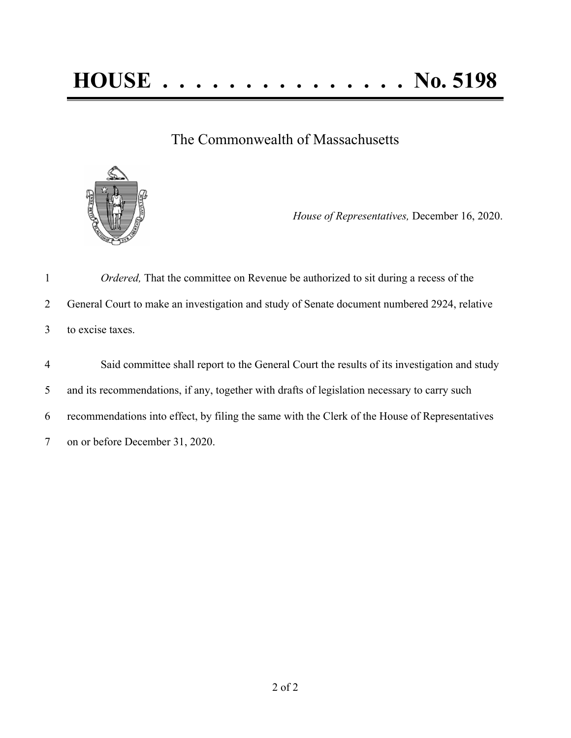# HOUSE . . . . . . . . . . . . . . . No. 5198

The Commonwealth of Massachusetts

*House of Representatives,* December 16, 2020.

*Ordered,* That the committee on Revenue be authorized to sit during a recess of the General Court to make an investigation and study of Senate document numbered 2924, relative to excise taxes.

Said committee shall report to the General Court the results of its investigation and study and its recommendations, if any, together with drafts of legislation necessary to carry such recommendations into effect, by filing the same with the Clerk of the House of Representatives on or before December 31, 2020.